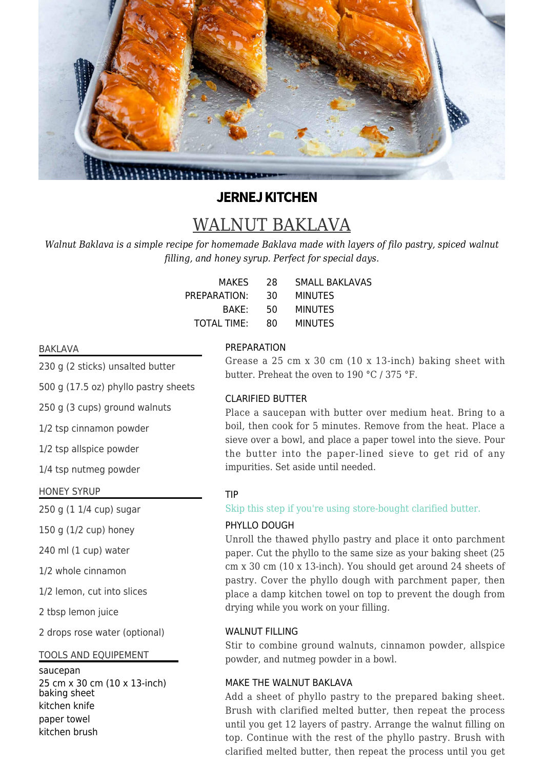**JERNEJ KITCHEN**

# WALNUT BAKLAVA

*Walnut Baklava is a simple recipe for homemade Baklava made with layers of filo pastry, spiced walnut filling, and honey syrup. Perfect for special days.*

| | | |
|---|---|---|
| MAKES | 28 | SMALL BAKLAVAS |
| PREPARATION: | 30 | MINUTES |
| BAKE: | 50 | MINUTES |
| TOTAL TIME: | 80 | MINUTES |

## BAKLAVA

- 230 g (2 sticks) unsalted butter
- 500 g (17.5 oz) phyllo pastry sheets
- 250 g (3 cups) ground walnuts
- 1/2 tsp cinnamon powder
- 1/2 tsp allspice powder
- 1/4 tsp nutmeg powder

## HONEY SYRUP

- 250 g (1 1/4 cup) sugar
- 150 g (1/2 cup) honey
- 240 ml (1 cup) water
- 1/2 whole cinnamon
- 1/2 lemon, cut into slices
- 2 tbsp lemon juice
- 2 drops rose water (optional)

## TOOLS AND EQUIPEMENT

- saucepan
- 25 cm x 30 cm (10 x 13-inch) baking sheet
- kitchen knife
- paper towel
- kitchen brush

## PREPARATION

Grease a 25 cm x 30 cm (10 x 13-inch) baking sheet with butter. Preheat the oven to 190 °C / 375 °F.

## CLARIFIED BUTTER

Place a saucepan with butter over medium heat. Bring to a boil, then cook for 5 minutes. Remove from the heat. Place a sieve over a bowl, and place a paper towel into the sieve. Pour the butter into the paper-lined sieve to get rid of any impurities. Set aside until needed.

## TIP

Skip this step if you're using store-bought clarified butter.

## PHYLLO DOUGH

Unroll the thawed phyllo pastry and place it onto parchment paper. Cut the phyllo to the same size as your baking sheet (25 cm x 30 cm (10 x 13-inch). You should get around 24 sheets of pastry. Cover the phyllo dough with parchment paper, then place a damp kitchen towel on top to prevent the dough from drying while you work on your filling.

## WALNUT FILLING

Stir to combine ground walnuts, cinnamon powder, allspice powder, and nutmeg powder in a bowl.

## MAKE THE WALNUT BAKLAVA

Add a sheet of phyllo pastry to the prepared baking sheet. Brush with clarified melted butter, then repeat the process until you get 12 layers of pastry. Arrange the walnut filling on top. Continue with the rest of the phyllo pastry. Brush with clarified melted butter, then repeat the process until you get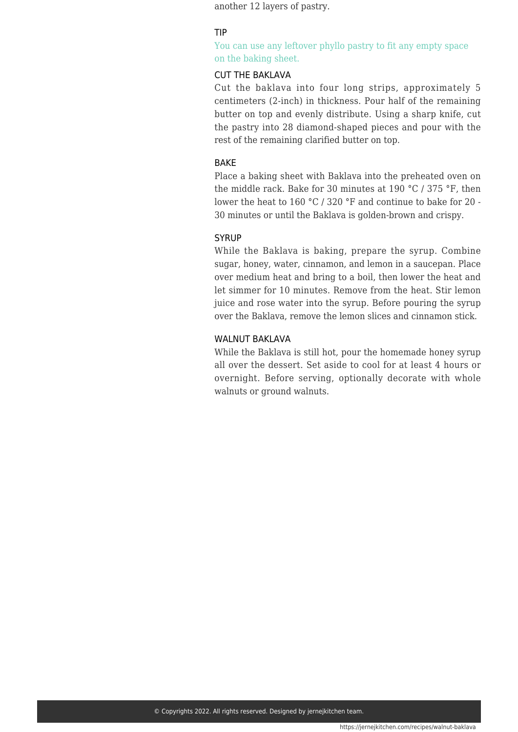another 12 layers of pastry.

### TIP

You can use any leftover phyllo pastry to fit any empty space on the baking sheet.

### CUT THE BAKLAVA

Cut the baklava into four long strips, approximately 5 centimeters (2-inch) in thickness. Pour half of the remaining butter on top and evenly distribute. Using a sharp knife, cut the pastry into 28 diamond-shaped pieces and pour with the rest of the remaining clarified butter on top.

### BAKE

Place a baking sheet with Baklava into the preheated oven on the middle rack. Bake for 30 minutes at 190 °C / 375 °F, then lower the heat to 160 °C / 320 °F and continue to bake for 20 - 30 minutes or until the Baklava is golden-brown and crispy.

### SYRUP

While the Baklava is baking, prepare the syrup. Combine sugar, honey, water, cinnamon, and lemon in a saucepan. Place over medium heat and bring to a boil, then lower the heat and let simmer for 10 minutes. Remove from the heat. Stir lemon juice and rose water into the syrup. Before pouring the syrup over the Baklava, remove the lemon slices and cinnamon stick.

### WALNUT BAKLAVA

While the Baklava is still hot, pour the homemade honey syrup all over the dessert. Set aside to cool for at least 4 hours or overnight. Before serving, optionally decorate with whole walnuts or ground walnuts.